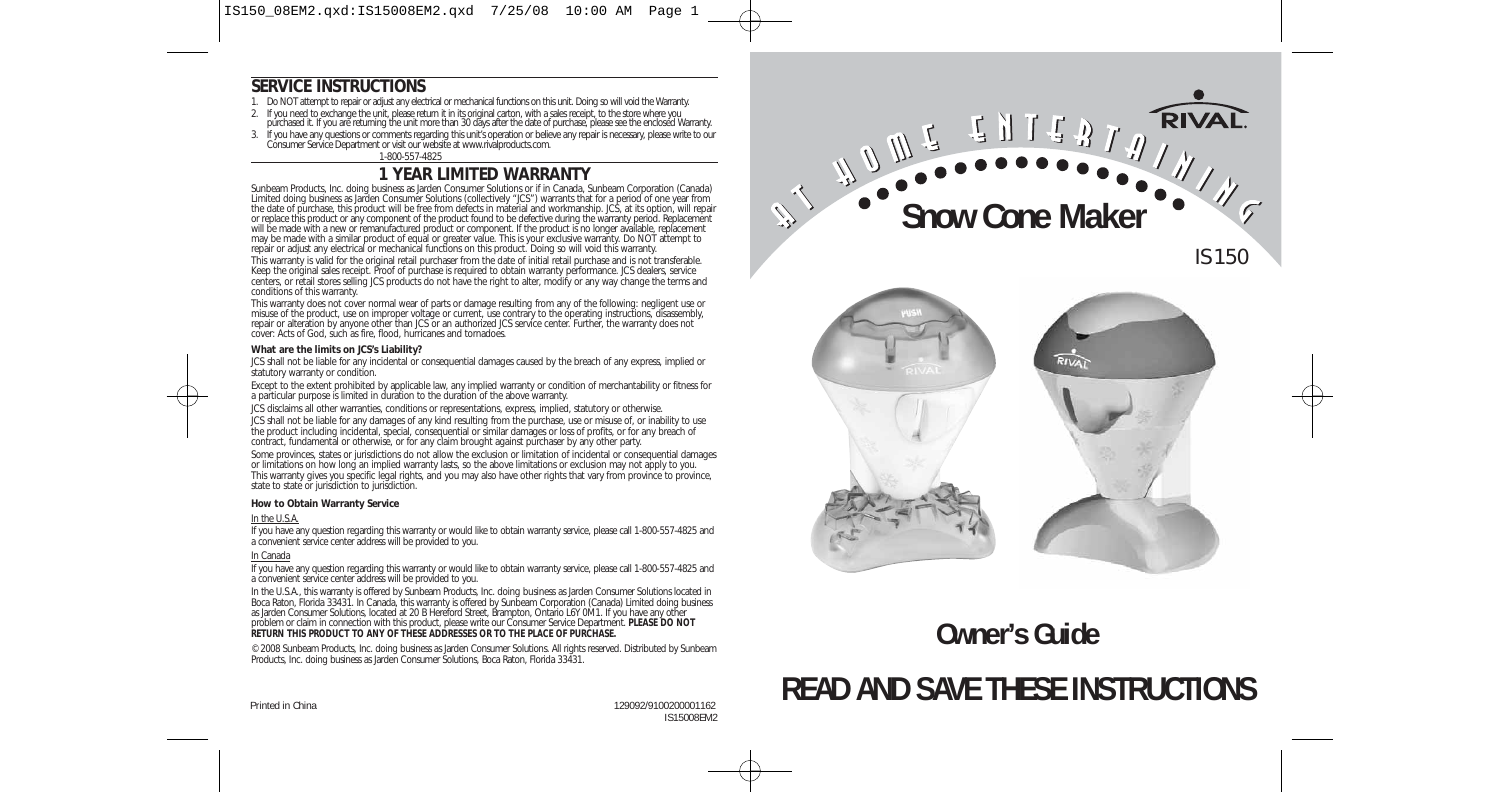## SERVICE INSTRUCTIONS

1. Do NOT attempt to repair or adjust any electrical or mechanical functions on this unit. Doing so will void the Warranty.
2. If you need to exchange the unit, please return it in its original carton, with a sales receipt, to the store where you purchased it. If you are returning the unit more than 30 days after the date of purchase, please see the enclosed Warranty.
3. If you have any questions or comments regarding this unit's operation or believe any repair is necessary, please write to our Consumer Service Department or visit our website at www.rivalproducts.com.

1-800-557-4825

## 1 YEAR LIMITED WARRANTY

Sunbeam Products, Inc. doing business as Jarden Consumer Solutions or if in Canada, Sunbeam Corporation (Canada) Limited doing business as Jarden Consumer Solutions (collectively "JCS") warrants that for a period of one year from the date of purchase, this product will be free from defects in material and workmanship. JCS, at its option, will repair or replace this product or any component of the product found to be defective during the warranty period. Replacement will be made with a new or remanufactured product or component. If the product is no longer available, replacement may be made with a similar product of equal or greater value. This is your exclusive warranty. Do NOT attempt to repair or adjust any electrical or mechanical functions on this product. Doing so will void this warranty.

This warranty is valid for the original retail purchaser from the date of initial retail purchase and is not transferable. Keep the original sales receipt. Proof of purchase is required to obtain warranty performance. JCS dealers, service centers, or retail stores selling JCS products do not have the right to alter, modify or any way change the terms and conditions of this warranty.

This warranty does not cover normal wear of parts or damage resulting from any of the following: negligent use or misuse of the product, use on improper voltage or current, use contrary to the operating instructions, disassembly, repair or alteration by anyone other than JCS or an authorized JCS service center. Further, the warranty does not cover: Acts of God, such as fire, flood, hurricanes and tornadoes.

**What are the limits on JCS's Liability?**

JCS shall not be liable for any incidental or consequential damages caused by the breach of any express, implied or statutory warranty or condition.

Except to the extent prohibited by applicable law, any implied warranty or condition of merchantability or fitness for a particular purpose is limited in duration to the duration of the above warranty.

JCS disclaims all other warranties, conditions or representations, express, implied, statutory or otherwise.

JCS shall not be liable for any damages of any kind resulting from the purchase, use or misuse of, or inability to use the product including incidental, special, consequential or similar damages or loss of profits, or for any breach of contract, fundamental or otherwise, or for any claim brought against purchaser by any other party.

Some provinces, states or jurisdictions do not allow the exclusion or limitation of incidental or consequential damages or limitations on how long an implied warranty lasts, so the above limitations or exclusion may not apply to you. This warranty gives you specific legal rights, and you may also have other rights that vary from province to province, state to state or jurisdiction to jurisdiction.

**How to Obtain Warranty Service**

In the U.S.A.

If you have any question regarding this warranty or would like to obtain warranty service, please call 1-800-557-4825 and a convenient service center address will be provided to you.

In Canada

If you have any question regarding this warranty or would like to obtain warranty service, please call 1-800-557-4825 and a convenient service center address will be provided to you.

In the U.S.A., this warranty is offered by Sunbeam Products, Inc. doing business as Jarden Consumer Solutions located in Boca Raton, Florida 33431. In Canada, this warranty is offered by Sunbeam Corporation (Canada) Limited doing business as Jarden Consumer Solutions, located at 20 B Hereford Street, Brampton, Ontario L6Y 0M1. If you have any other problem or claim in connection with this product, please write our Consumer Service Department. **PLEASE DO NOT RETURN THIS PRODUCT TO ANY OF THESE ADDRESSES OR TO THE PLACE OF PURCHASE.**

© 2008 Sunbeam Products, Inc. doing business as Jarden Consumer Solutions. All rights reserved. Distributed by Sunbeam Products, Inc. doing business as Jarden Consumer Solutions, Boca Raton, Florida 33431.

Printed in China

129092/9100200001162
IS15008EM2

RIVAL

AT HOME ENTERTAINING

# Snow Cone Maker

IS150

# Owner's Guide

# READ AND SAVE THESE INSTRUCTIONS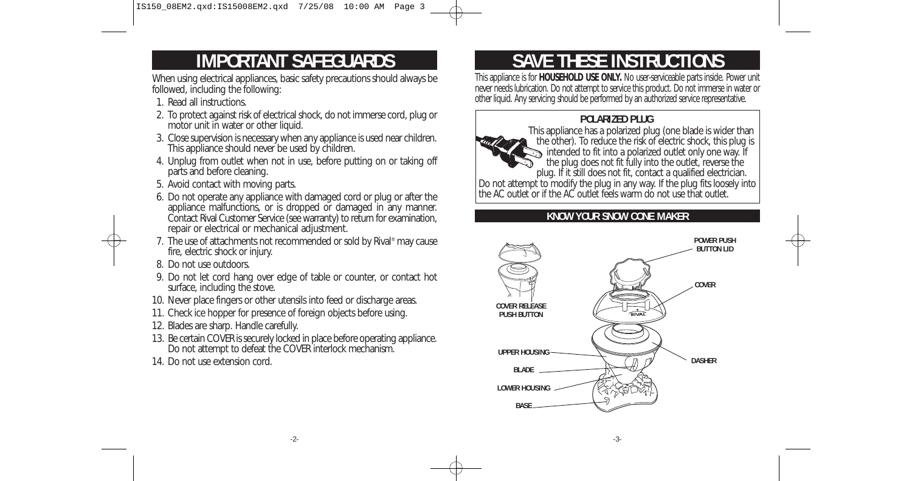# IMPORTANT SAFEGUARDS

When using electrical appliances, basic safety precautions should always be followed, including the following:

1. Read all instructions.
2. To protect against risk of electrical shock, do not immerse cord, plug or motor unit in water or other liquid.
3. Close supervision is necessary when any appliance is used near children. This appliance should never be used by children.
4. Unplug from outlet when not in use, before putting on or taking off parts and before cleaning.
5. Avoid contact with moving parts.
6. Do not operate any appliance with damaged cord or plug or after the appliance malfunctions, or is dropped or damaged in any manner. Contact Rival Customer Service (see warranty) to return for examination, repair or electrical or mechanical adjustment.
7. The use of attachments not recommended or sold by Rival® may cause fire, electric shock or injury.
8. Do not use outdoors.
9. Do not let cord hang over edge of table or counter, or contact hot surface, including the stove.
10. Never place fingers or other utensils into feed or discharge areas.
11. Check ice hopper for presence of foreign objects before using.
12. Blades are sharp. Handle carefully.
13. Be certain COVER is securely locked in place before operating appliance. Do not attempt to defeat the COVER interlock mechanism.
14. Do not use extension cord.

# SAVE THESE INSTRUCTIONS

This appliance is for **HOUSEHOLD USE ONLY.** No user-serviceable parts inside. Power unit never needs lubrication. Do not attempt to service this product. Do not immerse in water or other liquid. Any servicing should be performed by an authorized service representative.

### POLARIZED PLUG

This appliance has a polarized plug (one blade is wider than the other). To reduce the risk of electric shock, this plug is intended to fit into a polarized outlet only one way. If the plug does not fit fully into the outlet, reverse the plug. If it still does not fit, contact a qualified electrician. Do not attempt to modify the plug in any way. If the plug fits loosely into the AC outlet or if the AC outlet feels warm do not use that outlet.

## KNOW YOUR SNOW CONE MAKER

- POWER PUSH BUTTON LID
- COVER
- COVER RELEASE PUSH BUTTON
- UPPER HOUSING
- DASHER
- BLADE
- LOWER HOUSING
- BASE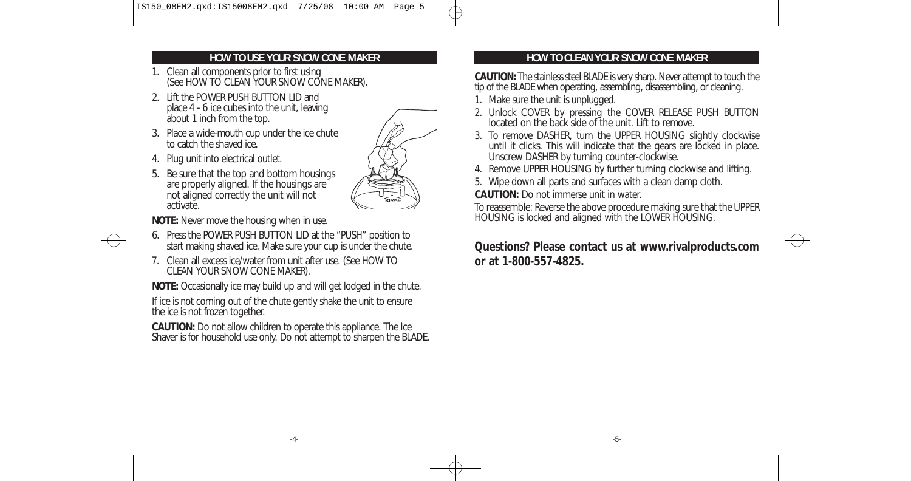## HOW TO USE YOUR SNOW CONE MAKER

1. Clean all components prior to first using (See HOW TO CLEAN YOUR SNOW CONE MAKER).
2. Lift the POWER PUSH BUTTON LID and place 4 - 6 ice cubes into the unit, leaving about 1 inch from the top.
3. Place a wide-mouth cup under the ice chute to catch the shaved ice.
4. Plug unit into electrical outlet.
5. Be sure that the top and bottom housings are properly aligned. If the housings are not aligned correctly the unit will not activate.

**NOTE:** Never move the housing when in use.

6. Press the POWER PUSH BUTTON LID at the "PUSH" position to start making shaved ice. Make sure your cup is under the chute.
7. Clean all excess ice/water from unit after use. (See HOW TO CLEAN YOUR SNOW CONE MAKER).

**NOTE:** Occasionally ice may build up and will get lodged in the chute.

If ice is not coming out of the chute gently shake the unit to ensure the ice is not frozen together.

**CAUTION:** Do not allow children to operate this appliance. The Ice Shaver is for household use only. Do not attempt to sharpen the BLADE.

## HOW TO CLEAN YOUR SNOW CONE MAKER

**CAUTION:** The stainless steel BLADE is very sharp. Never attempt to touch the tip of the BLADE when operating, assembling, disassembling, or cleaning.

1. Make sure the unit is unplugged.
2. Unlock COVER by pressing the COVER RELEASE PUSH BUTTON located on the back side of the unit. Lift to remove.
3. To remove DASHER, turn the UPPER HOUSING slightly clockwise until it clicks. This will indicate that the gears are locked in place. Unscrew DASHER by turning counter-clockwise.
4. Remove UPPER HOUSING by further turning clockwise and lifting.
5. Wipe down all parts and surfaces with a clean damp cloth.

**CAUTION:** Do not immerse unit in water.

To reassemble: Reverse the above procedure making sure that the UPPER HOUSING is locked and aligned with the LOWER HOUSING.

**Questions? Please contact us at www.rivalproducts.com or at 1-800-557-4825.**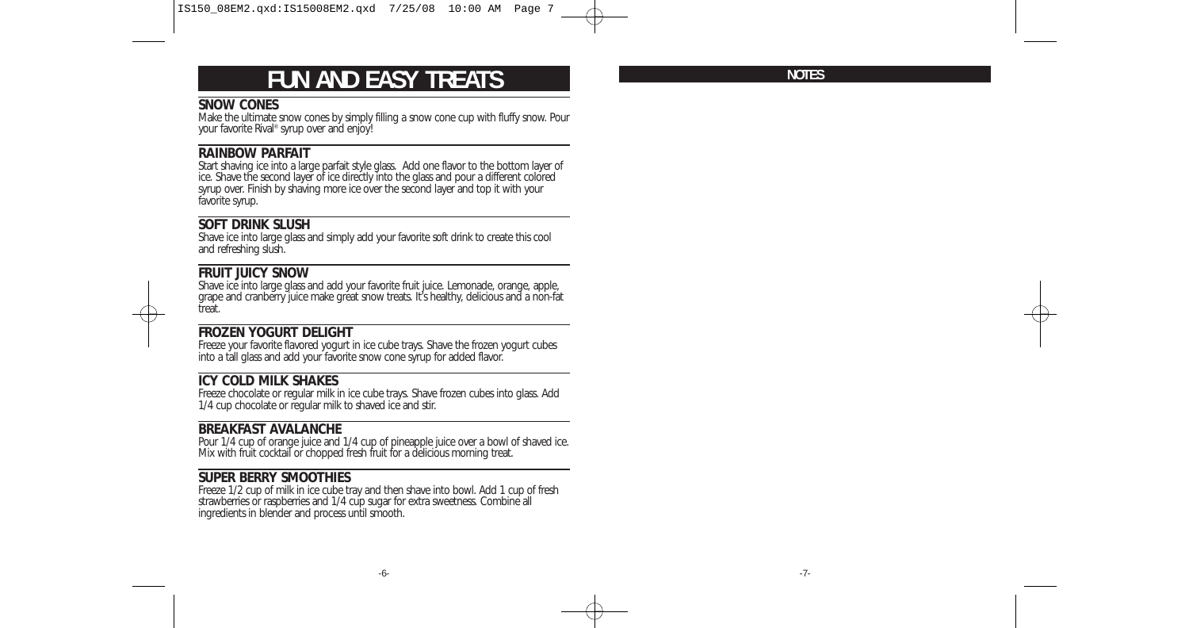# FUN AND EASY TREATS

## SNOW CONES

Make the ultimate snow cones by simply filling a snow cone cup with fluffy snow. Pour your favorite Rival® syrup over and enjoy!

## RAINBOW PARFAIT

Start shaving ice into a large parfait style glass. Add one flavor to the bottom layer of ice. Shave the second layer of ice directly into the glass and pour a different colored syrup over. Finish by shaving more ice over the second layer and top it with your favorite syrup.

## SOFT DRINK SLUSH

Shave ice into large glass and simply add your favorite soft drink to create this cool and refreshing slush.

## FRUIT JUICY SNOW

Shave ice into large glass and add your favorite fruit juice. Lemonade, orange, apple, grape and cranberry juice make great snow treats. It's healthy, delicious and a non-fat treat.

## FROZEN YOGURT DELIGHT

Freeze your favorite flavored yogurt in ice cube trays. Shave the frozen yogurt cubes into a tall glass and add your favorite snow cone syrup for added flavor.

## ICY COLD MILK SHAKES

Freeze chocolate or regular milk in ice cube trays. Shave frozen cubes into glass. Add 1/4 cup chocolate or regular milk to shaved ice and stir.

## BREAKFAST AVALANCHE

Pour 1/4 cup of orange juice and 1/4 cup of pineapple juice over a bowl of shaved ice. Mix with fruit cocktail or chopped fresh fruit for a delicious morning treat.

## SUPER BERRY SMOOTHIES

Freeze 1/2 cup of milk in ice cube tray and then shave into bowl. Add 1 cup of fresh strawberries or raspberries and 1/4 cup sugar for extra sweetness. Combine all ingredients in blender and process until smooth.

# NOTES